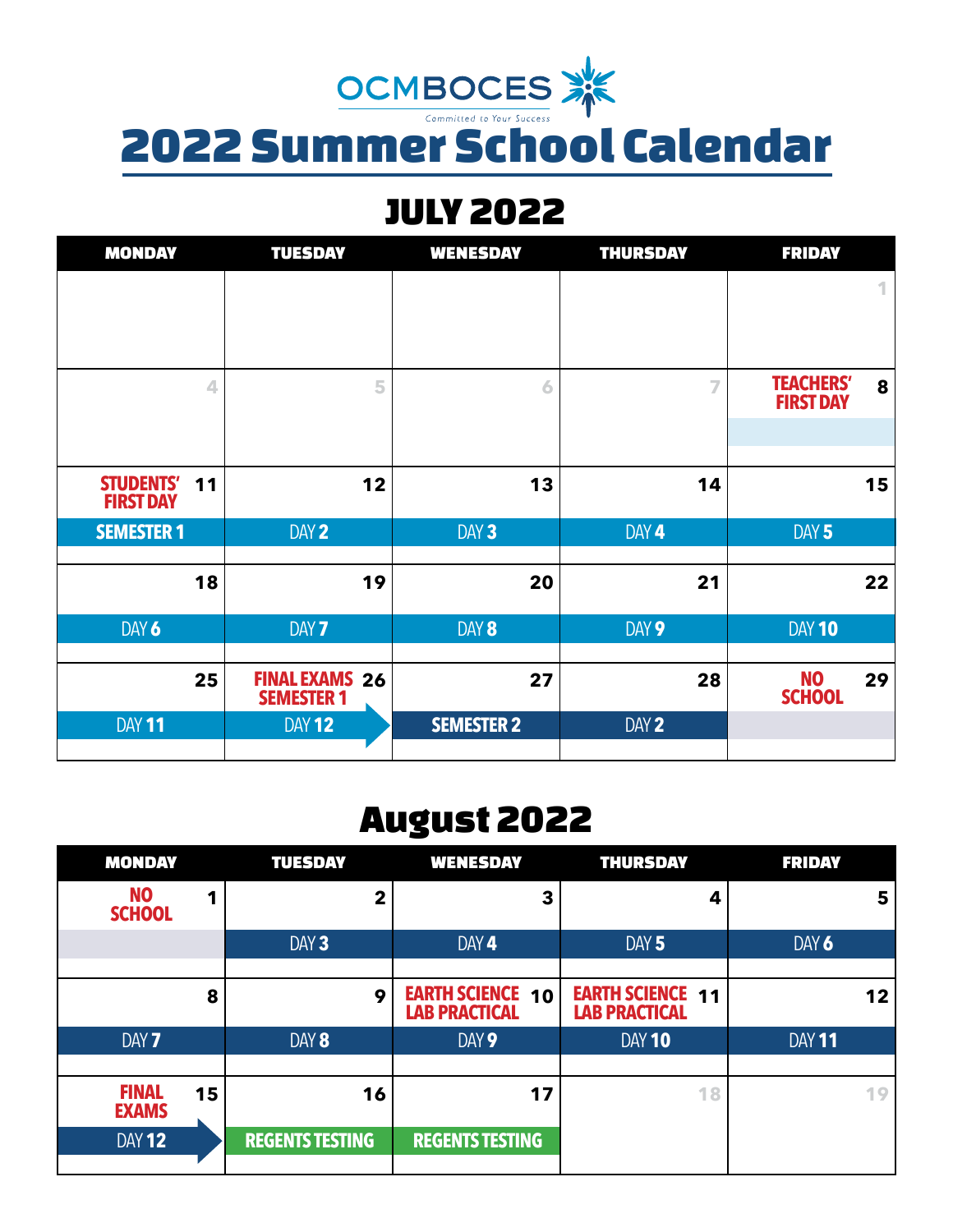OCMBOCES
Committed to Your Success

# 2022 Summer School Calendar

## JULY 2022

| MONDAY | TUESDAY | WENESDAY | THURSDAY | FRIDAY |
|---|---|---|---|---|
| | | | | 1 |
| 4 | 5 | 6 | 7 | 8 TEACHERS' FIRST DAY |
| 11 STUDENTS' FIRST DAY<br>SEMESTER 1 | 12<br>DAY 2 | 13<br>DAY 3 | 14<br>DAY 4 | 15<br>DAY 5 |
| 18<br>DAY 6 | 19<br>DAY 7 | 20<br>DAY 8 | 21<br>DAY 9 | 22<br>DAY 10 |
| 25<br>DAY 11 | 26 FINAL EXAMS SEMESTER 1<br>DAY 12 | 27<br>SEMESTER 2 | 28<br>DAY 2 | 29 NO SCHOOL |

## August 2022

| MONDAY | TUESDAY | WENESDAY | THURSDAY | FRIDAY |
|---|---|---|---|---|
| 1 NO SCHOOL | 2<br>DAY 3 | 3<br>DAY 4 | 4<br>DAY 5 | 5<br>DAY 6 |
| 8<br>DAY 7 | 9<br>DAY 8 | 10 EARTH SCIENCE LAB PRACTICAL<br>DAY 9 | 11 EARTH SCIENCE LAB PRACTICAL<br>DAY 10 | 12<br>DAY 11 |
| 15 FINAL EXAMS<br>DAY 12 | 16<br>REGENTS TESTING | 17<br>REGENTS TESTING | 18 | 19 |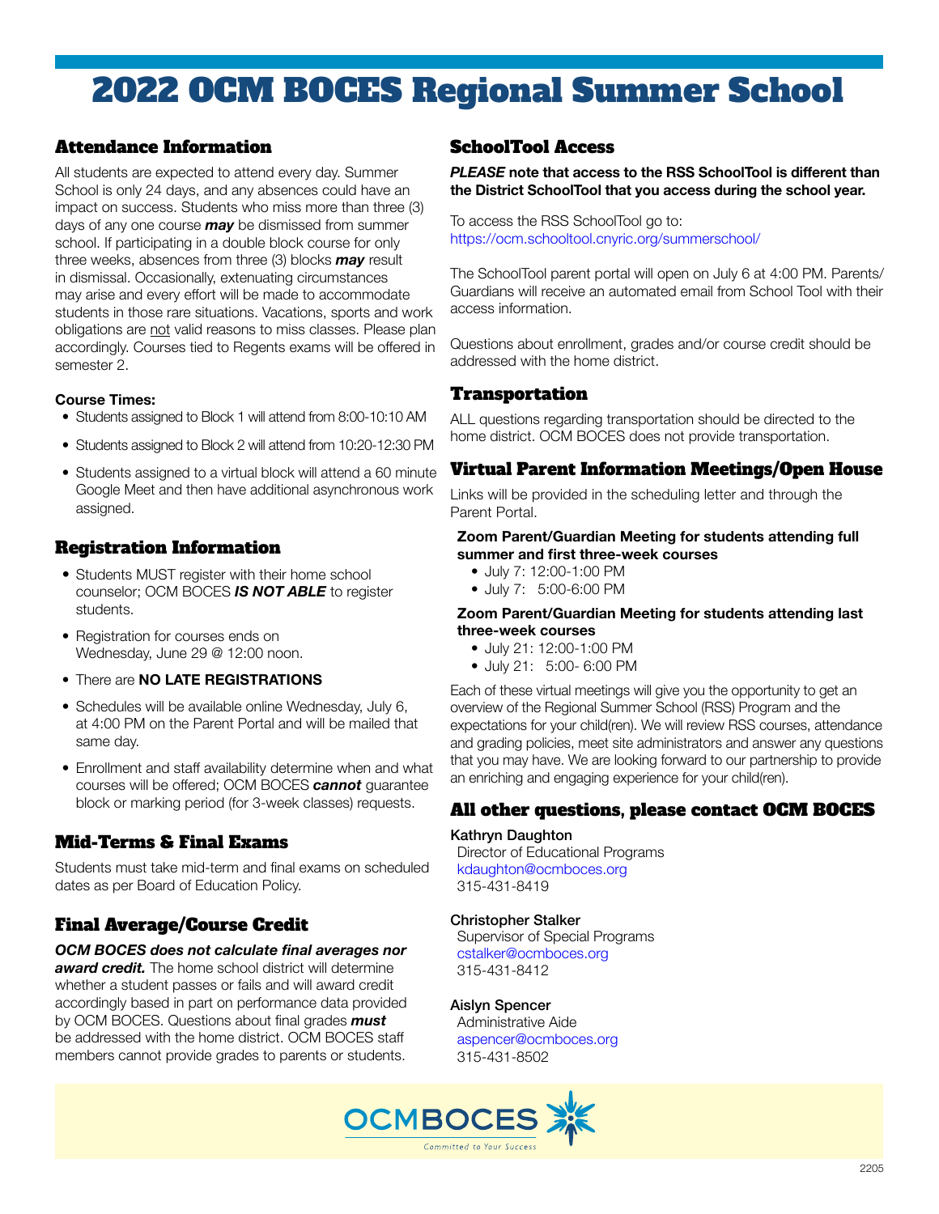# 2022 OCM BOCES Regional Summer School

## Attendance Information

All students are expected to attend every day. Summer School is only 24 days, and any absences could have an impact on success. Students who miss more than three (3) days of any one course ***may*** be dismissed from summer school. If participating in a double block course for only three weeks, absences from three (3) blocks ***may*** result in dismissal. Occasionally, extenuating circumstances may arise and every effort will be made to accommodate students in those rare situations. Vacations, sports and work obligations are not valid reasons to miss classes. Please plan accordingly. Courses tied to Regents exams will be offered in semester 2.

**Course Times:**

- Students assigned to Block 1 will attend from 8:00-10:10 AM
- Students assigned to Block 2 will attend from 10:20-12:30 PM
- Students assigned to a virtual block will attend a 60 minute Google Meet and then have additional asynchronous work assigned.

## Registration Information

- Students MUST register with their home school counselor; OCM BOCES ***IS NOT ABLE*** to register students.
- Registration for courses ends on Wednesday, June 29 @ 12:00 noon.
- There are **NO LATE REGISTRATIONS**
- Schedules will be available online Wednesday, July 6, at 4:00 PM on the Parent Portal and will be mailed that same day.
- Enrollment and staff availability determine when and what courses will be offered; OCM BOCES ***cannot*** guarantee block or marking period (for 3-week classes) requests.

## Mid-Terms & Final Exams

Students must take mid-term and final exams on scheduled dates as per Board of Education Policy.

## Final Average/Course Credit

***OCM BOCES does not calculate final averages nor award credit.*** The home school district will determine whether a student passes or fails and will award credit accordingly based in part on performance data provided by OCM BOCES. Questions about final grades ***must*** be addressed with the home district. OCM BOCES staff members cannot provide grades to parents or students.

## SchoolTool Access

***PLEASE*** **note that access to the RSS SchoolTool is different than the District SchoolTool that you access during the school year.**

To access the RSS SchoolTool go to:
https://ocm.schooltool.cnyric.org/summerschool/

The SchoolTool parent portal will open on July 6 at 4:00 PM. Parents/Guardians will receive an automated email from School Tool with their access information.

Questions about enrollment, grades and/or course credit should be addressed with the home district.

## Transportation

ALL questions regarding transportation should be directed to the home district. OCM BOCES does not provide transportation.

## Virtual Parent Information Meetings/Open House

Links will be provided in the scheduling letter and through the Parent Portal.

**Zoom Parent/Guardian Meeting for students attending full summer and first three-week courses**

- July 7: 12:00-1:00 PM
- July 7: 5:00-6:00 PM

**Zoom Parent/Guardian Meeting for students attending last three-week courses**

- July 21: 12:00-1:00 PM
- July 21: 5:00- 6:00 PM

Each of these virtual meetings will give you the opportunity to get an overview of the Regional Summer School (RSS) Program and the expectations for your child(ren). We will review RSS courses, attendance and grading policies, meet site administrators and answer any questions that you may have. We are looking forward to our partnership to provide an enriching and engaging experience for your child(ren).

## All other questions, please contact OCM BOCES

**Kathryn Daughton**
Director of Educational Programs
kdaughton@ocmboces.org
315-431-8419

**Christopher Stalker**
Supervisor of Special Programs
cstalker@ocmboces.org
315-431-8412

**Aislyn Spencer**
Administrative Aide
aspencer@ocmboces.org
315-431-8502

OCMBOCES
Committed to Your Success

2205